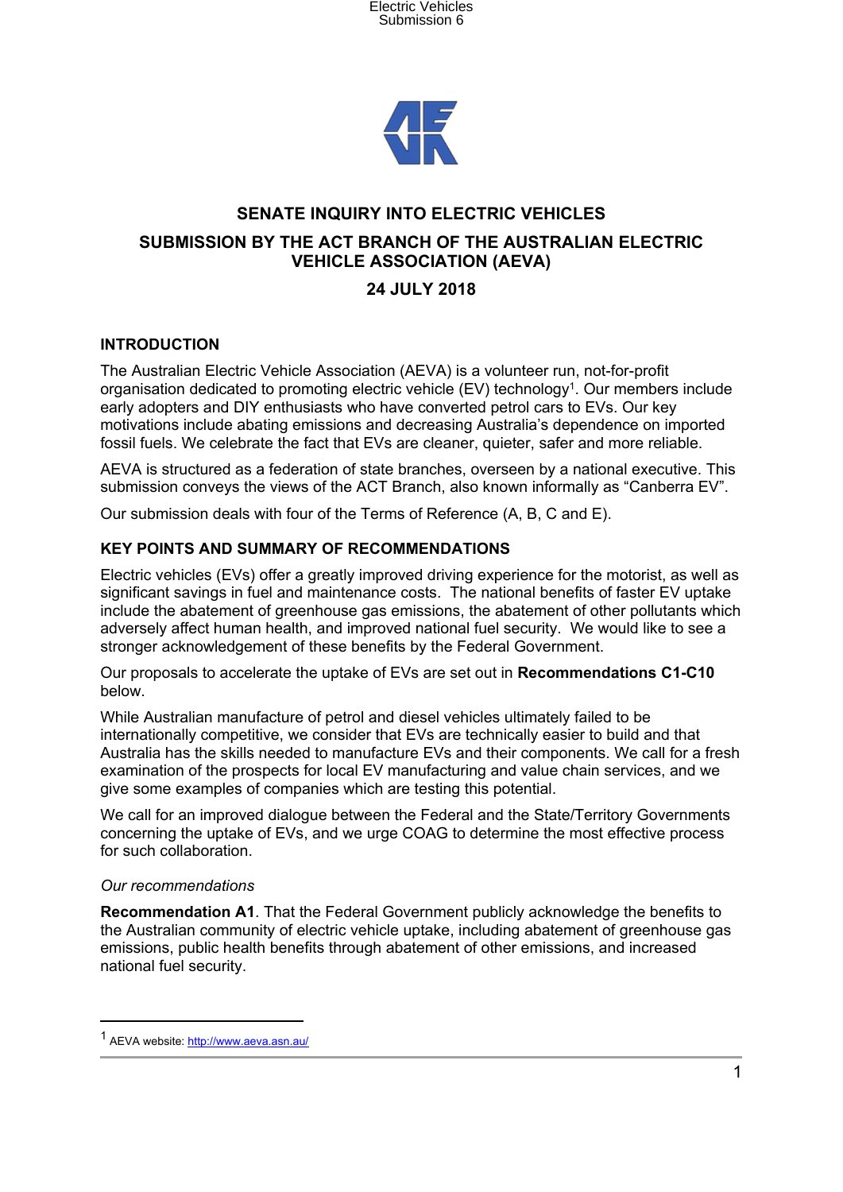# SENATE INQUIRY INTO ELECTRIC VEHICLES

## SUBMISSION BY THE ACT BRANCH OF THE AUSTRALIAN ELECTRIC VEHICLE ASSOCIATION (AEVA)

### 24 JULY 2018

## INTRODUCTION

The Australian Electric Vehicle Association (AEVA) is a volunteer run, not-for-profit organisation dedicated to promoting electric vehicle (EV) technology[1]. Our members include early adopters and DIY enthusiasts who have converted petrol cars to EVs. Our key motivations include abating emissions and decreasing Australia's dependence on imported fossil fuels. We celebrate the fact that EVs are cleaner, quieter, safer and more reliable.

AEVA is structured as a federation of state branches, overseen by a national executive. This submission conveys the views of the ACT Branch, also known informally as "Canberra EV".

Our submission deals with four of the Terms of Reference (A, B, C and E).

## KEY POINTS AND SUMMARY OF RECOMMENDATIONS

Electric vehicles (EVs) offer a greatly improved driving experience for the motorist, as well as significant savings in fuel and maintenance costs. The national benefits of faster EV uptake include the abatement of greenhouse gas emissions, the abatement of other pollutants which adversely affect human health, and improved national fuel security. We would like to see a stronger acknowledgement of these benefits by the Federal Government.

Our proposals to accelerate the uptake of EVs are set out in **Recommendations C1-C10** below.

While Australian manufacture of petrol and diesel vehicles ultimately failed to be internationally competitive, we consider that EVs are technically easier to build and that Australia has the skills needed to manufacture EVs and their components. We call for a fresh examination of the prospects for local EV manufacturing and value chain services, and we give some examples of companies which are testing this potential.

We call for an improved dialogue between the Federal and the State/Territory Governments concerning the uptake of EVs, and we urge COAG to determine the most effective process for such collaboration.

*Our recommendations*

**Recommendation A1**. That the Federal Government publicly acknowledge the benefits to the Australian community of electric vehicle uptake, including abatement of greenhouse gas emissions, public health benefits through abatement of other emissions, and increased national fuel security.

---

[1] AEVA website: http://www.aeva.asn.au/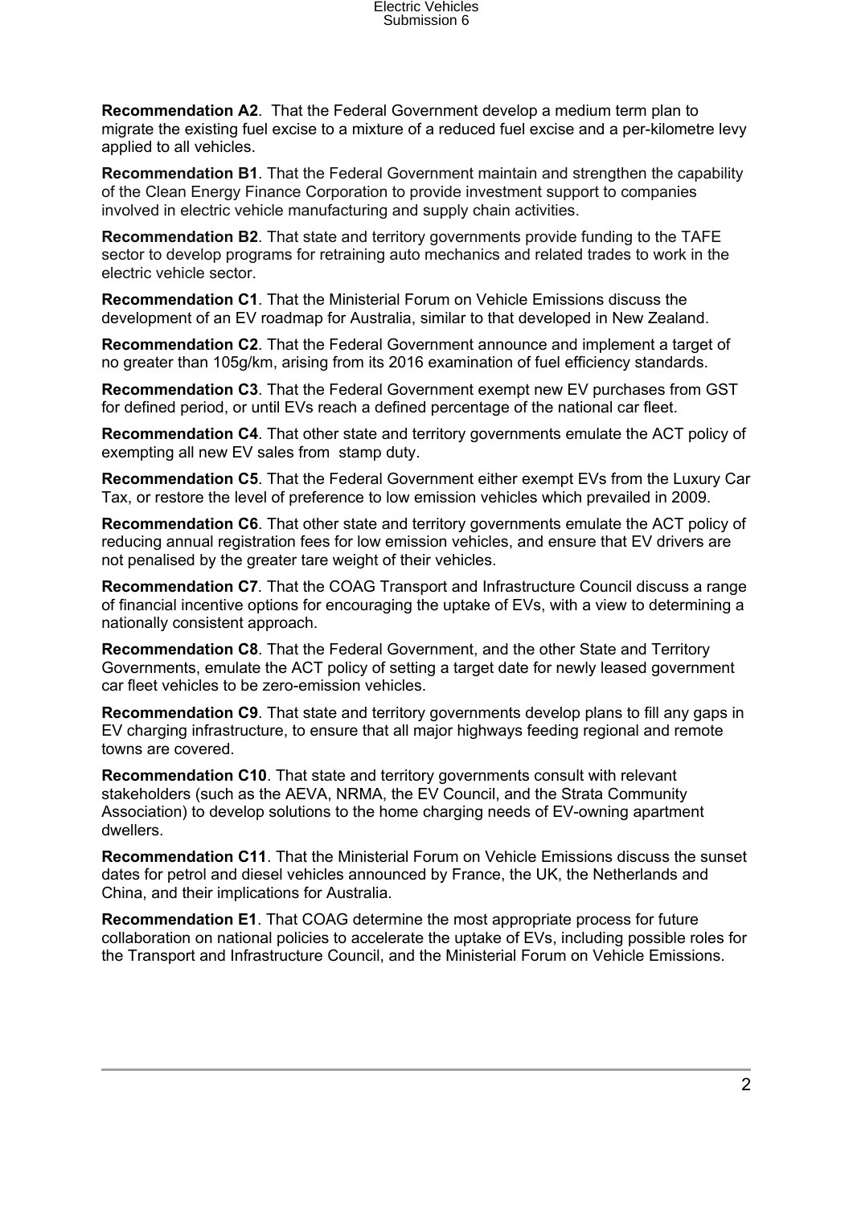**Recommendation A2**. That the Federal Government develop a medium term plan to migrate the existing fuel excise to a mixture of a reduced fuel excise and a per-kilometre levy applied to all vehicles.

**Recommendation B1**. That the Federal Government maintain and strengthen the capability of the Clean Energy Finance Corporation to provide investment support to companies involved in electric vehicle manufacturing and supply chain activities.

**Recommendation B2**. That state and territory governments provide funding to the TAFE sector to develop programs for retraining auto mechanics and related trades to work in the electric vehicle sector.

**Recommendation C1**. That the Ministerial Forum on Vehicle Emissions discuss the development of an EV roadmap for Australia, similar to that developed in New Zealand.

**Recommendation C2**. That the Federal Government announce and implement a target of no greater than 105g/km, arising from its 2016 examination of fuel efficiency standards.

**Recommendation C3**. That the Federal Government exempt new EV purchases from GST for defined period, or until EVs reach a defined percentage of the national car fleet.

**Recommendation C4**. That other state and territory governments emulate the ACT policy of exempting all new EV sales from stamp duty.

**Recommendation C5**. That the Federal Government either exempt EVs from the Luxury Car Tax, or restore the level of preference to low emission vehicles which prevailed in 2009.

**Recommendation C6**. That other state and territory governments emulate the ACT policy of reducing annual registration fees for low emission vehicles, and ensure that EV drivers are not penalised by the greater tare weight of their vehicles.

**Recommendation C7**. That the COAG Transport and Infrastructure Council discuss a range of financial incentive options for encouraging the uptake of EVs, with a view to determining a nationally consistent approach.

**Recommendation C8**. That the Federal Government, and the other State and Territory Governments, emulate the ACT policy of setting a target date for newly leased government car fleet vehicles to be zero-emission vehicles.

**Recommendation C9**. That state and territory governments develop plans to fill any gaps in EV charging infrastructure, to ensure that all major highways feeding regional and remote towns are covered.

**Recommendation C10**. That state and territory governments consult with relevant stakeholders (such as the AEVA, NRMA, the EV Council, and the Strata Community Association) to develop solutions to the home charging needs of EV-owning apartment dwellers.

**Recommendation C11**. That the Ministerial Forum on Vehicle Emissions discuss the sunset dates for petrol and diesel vehicles announced by France, the UK, the Netherlands and China, and their implications for Australia.

**Recommendation E1**. That COAG determine the most appropriate process for future collaboration on national policies to accelerate the uptake of EVs, including possible roles for the Transport and Infrastructure Council, and the Ministerial Forum on Vehicle Emissions.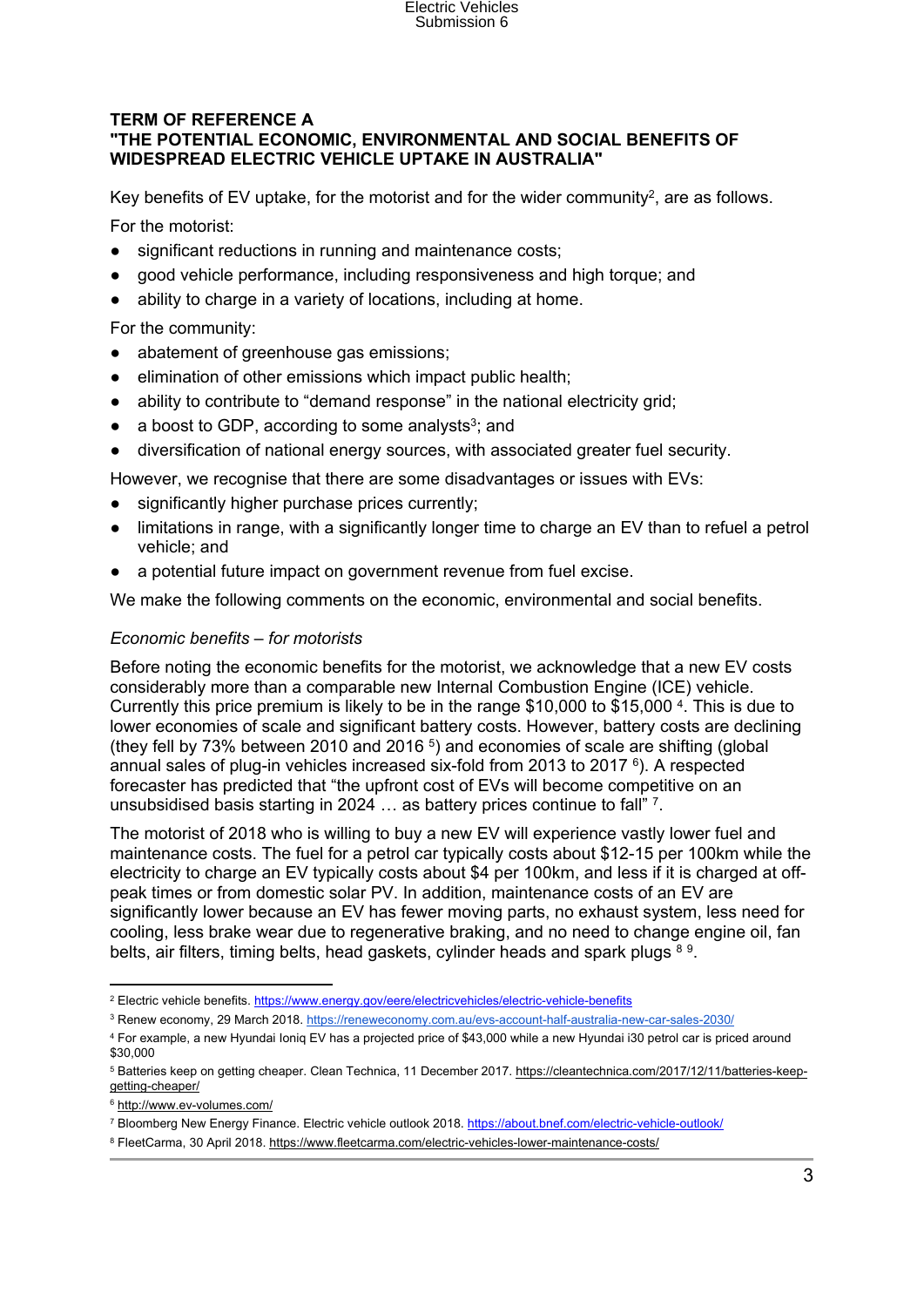### TERM OF REFERENCE A
### "THE POTENTIAL ECONOMIC, ENVIRONMENTAL AND SOCIAL BENEFITS OF WIDESPREAD ELECTRIC VEHICLE UPTAKE IN AUSTRALIA"

Key benefits of EV uptake, for the motorist and for the wider community[2], are as follows.

For the motorist:

- significant reductions in running and maintenance costs;
- good vehicle performance, including responsiveness and high torque; and
- ability to charge in a variety of locations, including at home.

For the community:

- abatement of greenhouse gas emissions;
- elimination of other emissions which impact public health;
- ability to contribute to "demand response" in the national electricity grid;
- a boost to GDP, according to some analysts[3]; and
- diversification of national energy sources, with associated greater fuel security.

However, we recognise that there are some disadvantages or issues with EVs:

- significantly higher purchase prices currently;
- limitations in range, with a significantly longer time to charge an EV than to refuel a petrol vehicle; and
- a potential future impact on government revenue from fuel excise.

We make the following comments on the economic, environmental and social benefits.

*Economic benefits – for motorists*

Before noting the economic benefits for the motorist, we acknowledge that a new EV costs considerably more than a comparable new Internal Combustion Engine (ICE) vehicle. Currently this price premium is likely to be in the range $10,000 to $15,000 [4]. This is due to lower economies of scale and significant battery costs. However, battery costs are declining (they fell by 73% between 2010 and 2016 [5]) and economies of scale are shifting (global annual sales of plug-in vehicles increased six-fold from 2013 to 2017 [6]). A respected forecaster has predicted that "the upfront cost of EVs will become competitive on an unsubsidised basis starting in 2024 … as battery prices continue to fall" [7].

The motorist of 2018 who is willing to buy a new EV will experience vastly lower fuel and maintenance costs. The fuel for a petrol car typically costs about $12-15 per 100km while the electricity to charge an EV typically costs about $4 per 100km, and less if it is charged at off-peak times or from domestic solar PV. In addition, maintenance costs of an EV are significantly lower because an EV has fewer moving parts, no exhaust system, less need for cooling, less brake wear due to regenerative braking, and no need to change engine oil, fan belts, air filters, timing belts, head gaskets, cylinder heads and spark plugs [8] [9].

---

[2] Electric vehicle benefits. https://www.energy.gov/eere/electricvehicles/electric-vehicle-benefits

[3] Renew economy, 29 March 2018. https://reneweconomy.com.au/evs-account-half-australia-new-car-sales-2030/

[4] For example, a new Hyundai Ioniq EV has a projected price of $43,000 while a new Hyundai i30 petrol car is priced around $30,000

[5] Batteries keep on getting cheaper. Clean Technica, 11 December 2017. https://cleantechnica.com/2017/12/11/batteries-keep-getting-cheaper/

[6] http://www.ev-volumes.com/

[7] Bloomberg New Energy Finance. Electric vehicle outlook 2018. https://about.bnef.com/electric-vehicle-outlook/

[8] FleetCarma, 30 April 2018. https://www.fleetcarma.com/electric-vehicles-lower-maintenance-costs/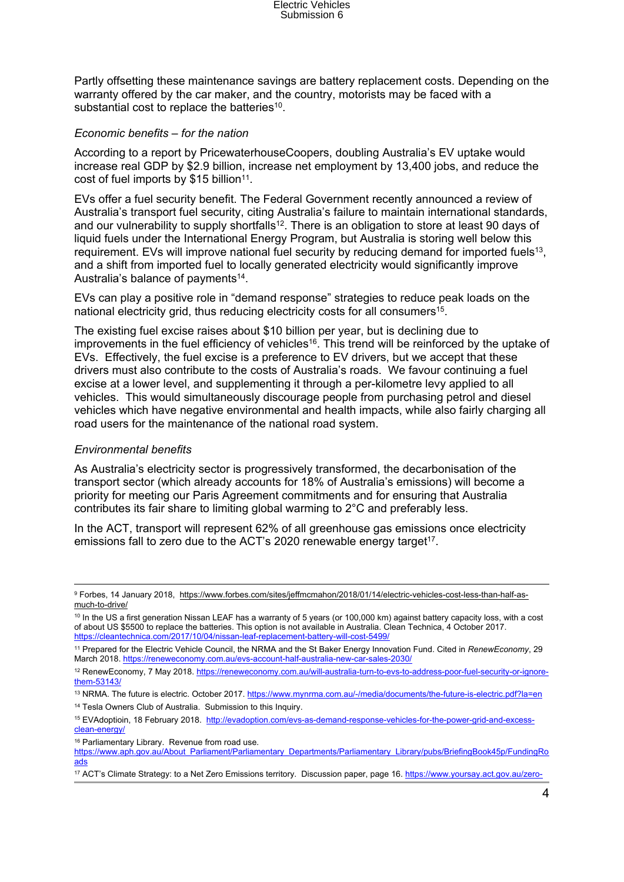Partly offsetting these maintenance savings are battery replacement costs. Depending on the warranty offered by the car maker, and the country, motorists may be faced with a substantial cost to replace the batteries[10].

*Economic benefits – for the nation*

According to a report by PricewaterhouseCoopers, doubling Australia's EV uptake would increase real GDP by $2.9 billion, increase net employment by 13,400 jobs, and reduce the cost of fuel imports by $15 billion[11].

EVs offer a fuel security benefit. The Federal Government recently announced a review of Australia's transport fuel security, citing Australia's failure to maintain international standards, and our vulnerability to supply shortfalls[12]. There is an obligation to store at least 90 days of liquid fuels under the International Energy Program, but Australia is storing well below this requirement. EVs will improve national fuel security by reducing demand for imported fuels[13], and a shift from imported fuel to locally generated electricity would significantly improve Australia's balance of payments[14].

EVs can play a positive role in "demand response" strategies to reduce peak loads on the national electricity grid, thus reducing electricity costs for all consumers[15].

The existing fuel excise raises about $10 billion per year, but is declining due to improvements in the fuel efficiency of vehicles[16]. This trend will be reinforced by the uptake of EVs. Effectively, the fuel excise is a preference to EV drivers, but we accept that these drivers must also contribute to the costs of Australia's roads. We favour continuing a fuel excise at a lower level, and supplementing it through a per-kilometre levy applied to all vehicles. This would simultaneously discourage people from purchasing petrol and diesel vehicles which have negative environmental and health impacts, while also fairly charging all road users for the maintenance of the national road system.

*Environmental benefits*

As Australia's electricity sector is progressively transformed, the decarbonisation of the transport sector (which already accounts for 18% of Australia's emissions) will become a priority for meeting our Paris Agreement commitments and for ensuring that Australia contributes its fair share to limiting global warming to 2°C and preferably less.

In the ACT, transport will represent 62% of all greenhouse gas emissions once electricity emissions fall to zero due to the ACT's 2020 renewable energy target[17].

---

[9] Forbes, 14 January 2018, https://www.forbes.com/sites/jeffmcmahon/2018/01/14/electric-vehicles-cost-less-than-half-as-much-to-drive/

[10] In the US a first generation Nissan LEAF has a warranty of 5 years (or 100,000 km) against battery capacity loss, with a cost of about US $5500 to replace the batteries. This option is not available in Australia. Clean Technica, 4 October 2017. https://cleantechnica.com/2017/10/04/nissan-leaf-replacement-battery-will-cost-5499/

[11] Prepared for the Electric Vehicle Council, the NRMA and the St Baker Energy Innovation Fund. Cited in *RenewEconomy*, 29 March 2018. https://reneweconomy.com.au/evs-account-half-australia-new-car-sales-2030/

[12] RenewEconomy, 7 May 2018. https://reneweconomy.com.au/will-australia-turn-to-evs-to-address-poor-fuel-security-or-ignore-them-53143/

[13] NRMA. The future is electric. October 2017. https://www.mynrma.com.au/-/media/documents/the-future-is-electric.pdf?la=en

[14] Tesla Owners Club of Australia. Submission to this Inquiry.

[15] EVAdoptioin, 18 February 2018. http://evadoption.com/evs-as-demand-response-vehicles-for-the-power-grid-and-excess-clean-energy/

[16] Parliamentary Library. Revenue from road use. https://www.aph.gov.au/About_Parliament/Parliamentary_Departments/Parliamentary_Library/pubs/BriefingBook45p/FundingRoads

[17] ACT's Climate Strategy: to a Net Zero Emissions territory. Discussion paper, page 16. https://www.yoursay.act.gov.au/zero-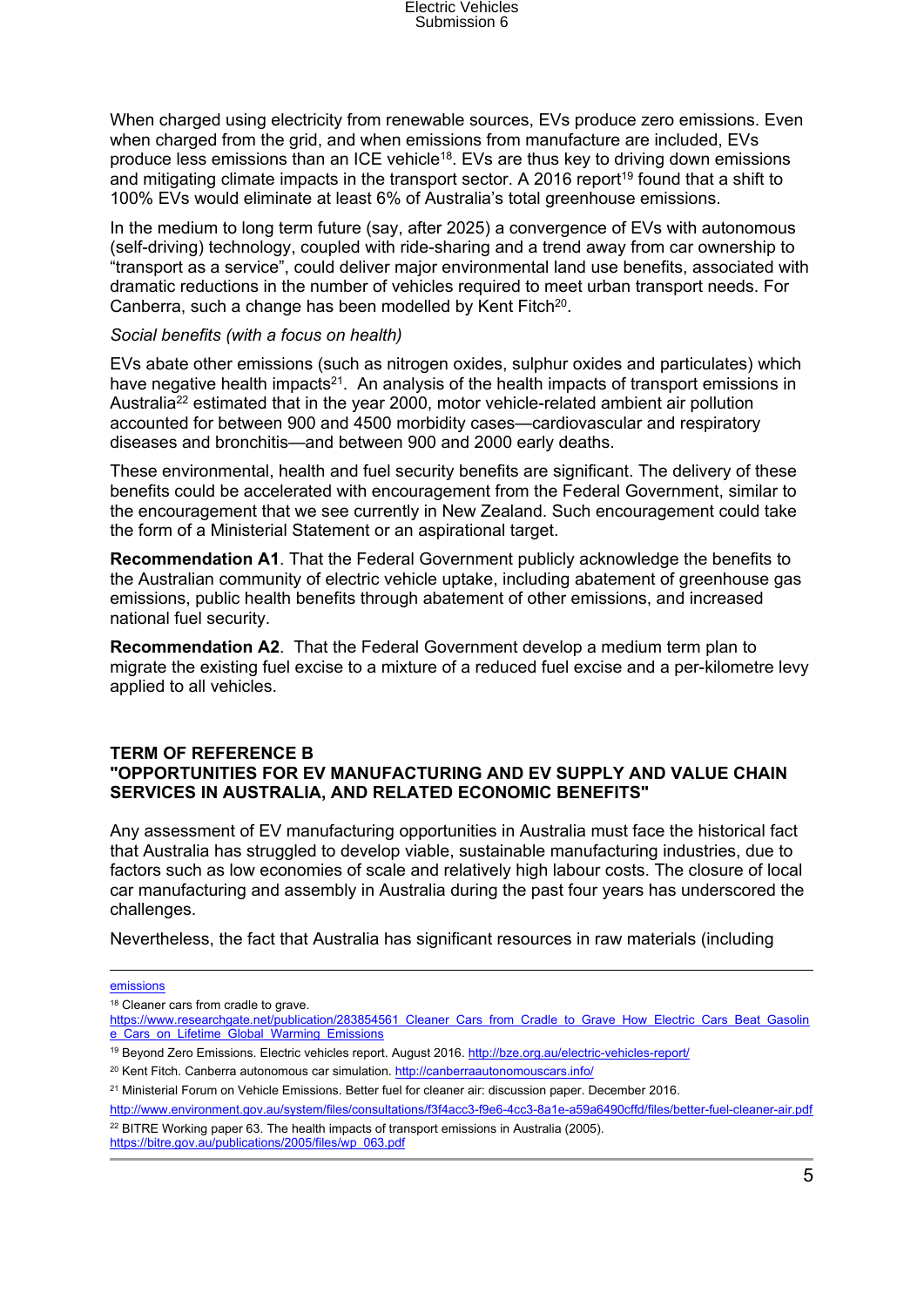When charged using electricity from renewable sources, EVs produce zero emissions. Even when charged from the grid, and when emissions from manufacture are included, EVs produce less emissions than an ICE vehicle[18]. EVs are thus key to driving down emissions and mitigating climate impacts in the transport sector. A 2016 report[19] found that a shift to 100% EVs would eliminate at least 6% of Australia's total greenhouse emissions.

In the medium to long term future (say, after 2025) a convergence of EVs with autonomous (self-driving) technology, coupled with ride-sharing and a trend away from car ownership to "transport as a service", could deliver major environmental land use benefits, associated with dramatic reductions in the number of vehicles required to meet urban transport needs. For Canberra, such a change has been modelled by Kent Fitch[20].

*Social benefits (with a focus on health)*

EVs abate other emissions (such as nitrogen oxides, sulphur oxides and particulates) which have negative health impacts[21]. An analysis of the health impacts of transport emissions in Australia[22] estimated that in the year 2000, motor vehicle-related ambient air pollution accounted for between 900 and 4500 morbidity cases—cardiovascular and respiratory diseases and bronchitis—and between 900 and 2000 early deaths.

These environmental, health and fuel security benefits are significant. The delivery of these benefits could be accelerated with encouragement from the Federal Government, similar to the encouragement that we see currently in New Zealand. Such encouragement could take the form of a Ministerial Statement or an aspirational target.

**Recommendation A1**. That the Federal Government publicly acknowledge the benefits to the Australian community of electric vehicle uptake, including abatement of greenhouse gas emissions, public health benefits through abatement of other emissions, and increased national fuel security.

**Recommendation A2**. That the Federal Government develop a medium term plan to migrate the existing fuel excise to a mixture of a reduced fuel excise and a per-kilometre levy applied to all vehicles.

## TERM OF REFERENCE B
## "OPPORTUNITIES FOR EV MANUFACTURING AND EV SUPPLY AND VALUE CHAIN SERVICES IN AUSTRALIA, AND RELATED ECONOMIC BENEFITS"

Any assessment of EV manufacturing opportunities in Australia must face the historical fact that Australia has struggled to develop viable, sustainable manufacturing industries, due to factors such as low economies of scale and relatively high labour costs. The closure of local car manufacturing and assembly in Australia during the past four years has underscored the challenges.

Nevertheless, the fact that Australia has significant resources in raw materials (including

---

emissions

[18] Cleaner cars from cradle to grave. https://www.researchgate.net/publication/283854561_Cleaner_Cars_from_Cradle_to_Grave_How_Electric_Cars_Beat_Gasoline_Cars_on_Lifetime_Global_Warming_Emissions

[19] Beyond Zero Emissions. Electric vehicles report. August 2016. http://bze.org.au/electric-vehicles-report/

[20] Kent Fitch. Canberra autonomous car simulation. http://canberraautonomouscars.info/

[21] Ministerial Forum on Vehicle Emissions. Better fuel for cleaner air: discussion paper. December 2016. http://www.environment.gov.au/system/files/consultations/f3f4acc3-f9e6-4cc3-8a1e-a59a6490cffd/files/better-fuel-cleaner-air.pdf

[22] BITRE Working paper 63. The health impacts of transport emissions in Australia (2005). https://bitre.gov.au/publications/2005/files/wp_063.pdf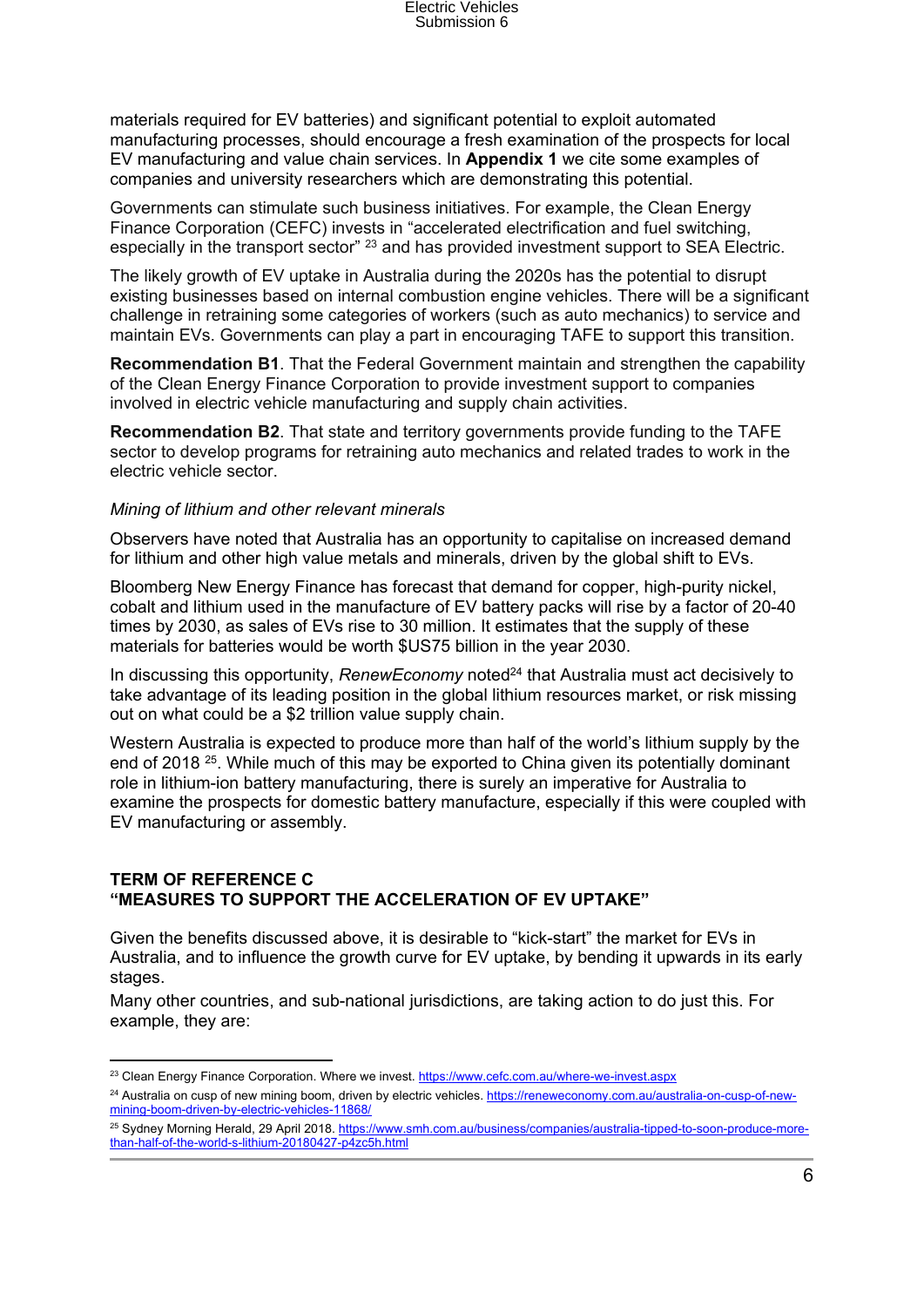materials required for EV batteries) and significant potential to exploit automated manufacturing processes, should encourage a fresh examination of the prospects for local EV manufacturing and value chain services. In **Appendix 1** we cite some examples of companies and university researchers which are demonstrating this potential.

Governments can stimulate such business initiatives. For example, the Clean Energy Finance Corporation (CEFC) invests in "accelerated electrification and fuel switching, especially in the transport sector" [23] and has provided investment support to SEA Electric.

The likely growth of EV uptake in Australia during the 2020s has the potential to disrupt existing businesses based on internal combustion engine vehicles. There will be a significant challenge in retraining some categories of workers (such as auto mechanics) to service and maintain EVs. Governments can play a part in encouraging TAFE to support this transition.

**Recommendation B1**. That the Federal Government maintain and strengthen the capability of the Clean Energy Finance Corporation to provide investment support to companies involved in electric vehicle manufacturing and supply chain activities.

**Recommendation B2**. That state and territory governments provide funding to the TAFE sector to develop programs for retraining auto mechanics and related trades to work in the electric vehicle sector.

*Mining of lithium and other relevant minerals*

Observers have noted that Australia has an opportunity to capitalise on increased demand for lithium and other high value metals and minerals, driven by the global shift to EVs.

Bloomberg New Energy Finance has forecast that demand for copper, high-purity nickel, cobalt and lithium used in the manufacture of EV battery packs will rise by a factor of 20-40 times by 2030, as sales of EVs rise to 30 million. It estimates that the supply of these materials for batteries would be worth $US75 billion in the year 2030.

In discussing this opportunity, *RenewEconomy* noted[24] that Australia must act decisively to take advantage of its leading position in the global lithium resources market, or risk missing out on what could be a $2 trillion value supply chain.

Western Australia is expected to produce more than half of the world's lithium supply by the end of 2018 [25]. While much of this may be exported to China given its potentially dominant role in lithium-ion battery manufacturing, there is surely an imperative for Australia to examine the prospects for domestic battery manufacture, especially if this were coupled with EV manufacturing or assembly.

## TERM OF REFERENCE C
## "MEASURES TO SUPPORT THE ACCELERATION OF EV UPTAKE"

Given the benefits discussed above, it is desirable to "kick-start" the market for EVs in Australia, and to influence the growth curve for EV uptake, by bending it upwards in its early stages.

Many other countries, and sub-national jurisdictions, are taking action to do just this. For example, they are:

---

[23] Clean Energy Finance Corporation. Where we invest. https://www.cefc.com.au/where-we-invest.aspx

[24] Australia on cusp of new mining boom, driven by electric vehicles. https://reneweconomy.com.au/australia-on-cusp-of-new-mining-boom-driven-by-electric-vehicles-11868/

[25] Sydney Morning Herald, 29 April 2018. https://www.smh.com.au/business/companies/australia-tipped-to-soon-produce-more-than-half-of-the-world-s-lithium-20180427-p4zc5h.html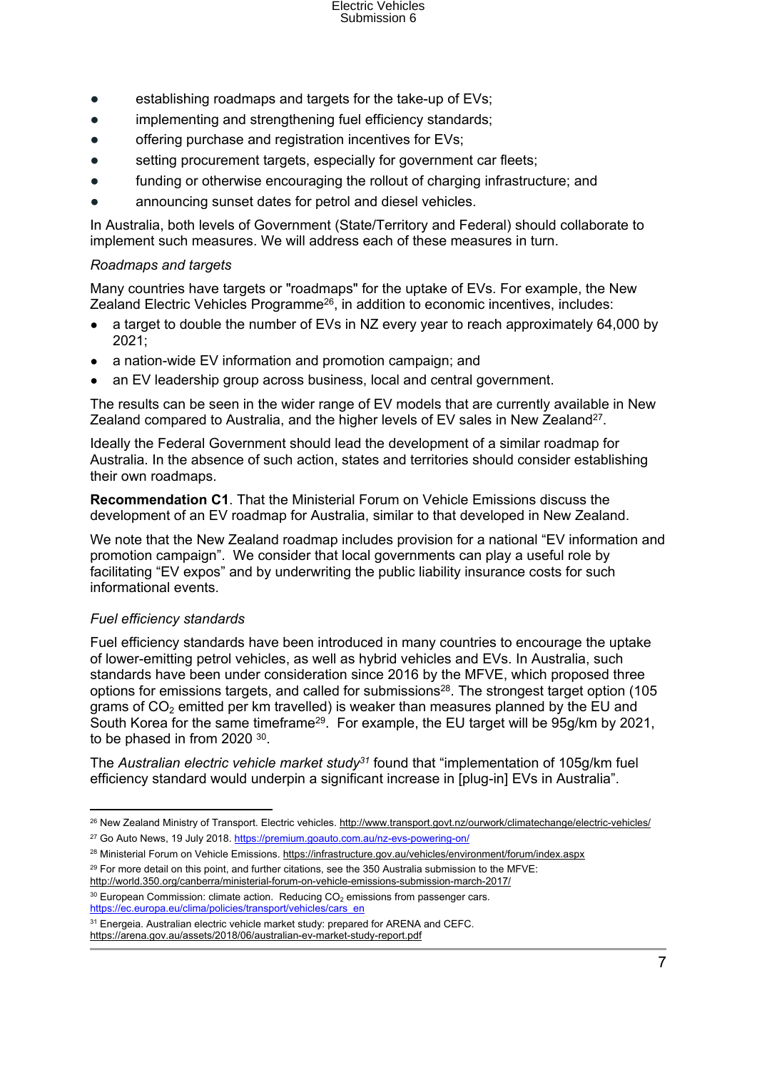- establishing roadmaps and targets for the take-up of EVs;
- implementing and strengthening fuel efficiency standards;
- offering purchase and registration incentives for EVs;
- setting procurement targets, especially for government car fleets;
- funding or otherwise encouraging the rollout of charging infrastructure; and
- announcing sunset dates for petrol and diesel vehicles.

In Australia, both levels of Government (State/Territory and Federal) should collaborate to implement such measures. We will address each of these measures in turn.

*Roadmaps and targets*

Many countries have targets or "roadmaps" for the uptake of EVs. For example, the New Zealand Electric Vehicles Programme[26], in addition to economic incentives, includes:

- a target to double the number of EVs in NZ every year to reach approximately 64,000 by 2021;
- a nation-wide EV information and promotion campaign; and
- an EV leadership group across business, local and central government.

The results can be seen in the wider range of EV models that are currently available in New Zealand compared to Australia, and the higher levels of EV sales in New Zealand[27].

Ideally the Federal Government should lead the development of a similar roadmap for Australia. In the absence of such action, states and territories should consider establishing their own roadmaps.

**Recommendation C1**. That the Ministerial Forum on Vehicle Emissions discuss the development of an EV roadmap for Australia, similar to that developed in New Zealand.

We note that the New Zealand roadmap includes provision for a national “EV information and promotion campaign”. We consider that local governments can play a useful role by facilitating “EV expos” and by underwriting the public liability insurance costs for such informational events.

*Fuel efficiency standards*

Fuel efficiency standards have been introduced in many countries to encourage the uptake of lower-emitting petrol vehicles, as well as hybrid vehicles and EVs. In Australia, such standards have been under consideration since 2016 by the MFVE, which proposed three options for emissions targets, and called for submissions[28]. The strongest target option (105 grams of $CO_2$ emitted per km travelled) is weaker than measures planned by the EU and South Korea for the same timeframe[29]. For example, the EU target will be 95g/km by 2021, to be phased in from 2020 [30].

The *Australian electric vehicle market study*[31] found that “implementation of 105g/km fuel efficiency standard would underpin a significant increase in [plug-in] EVs in Australia”.

---

[26] New Zealand Ministry of Transport. Electric vehicles. http://www.transport.govt.nz/ourwork/climatechange/electric-vehicles/

[27] Go Auto News, 19 July 2018. https://premium.goauto.com.au/nz-evs-powering-on/

[28] Ministerial Forum on Vehicle Emissions. https://infrastructure.gov.au/vehicles/environment/forum/index.aspx

[29] For more detail on this point, and further citations, see the 350 Australia submission to the MFVE: http://world.350.org/canberra/ministerial-forum-on-vehicle-emissions-submission-march-2017/

[30] European Commission: climate action. Reducing $CO_2$ emissions from passenger cars. https://ec.europa.eu/clima/policies/transport/vehicles/cars_en

[31] Energeia. Australian electric vehicle market study: prepared for ARENA and CEFC. https://arena.gov.au/assets/2018/06/australian-ev-market-study-report.pdf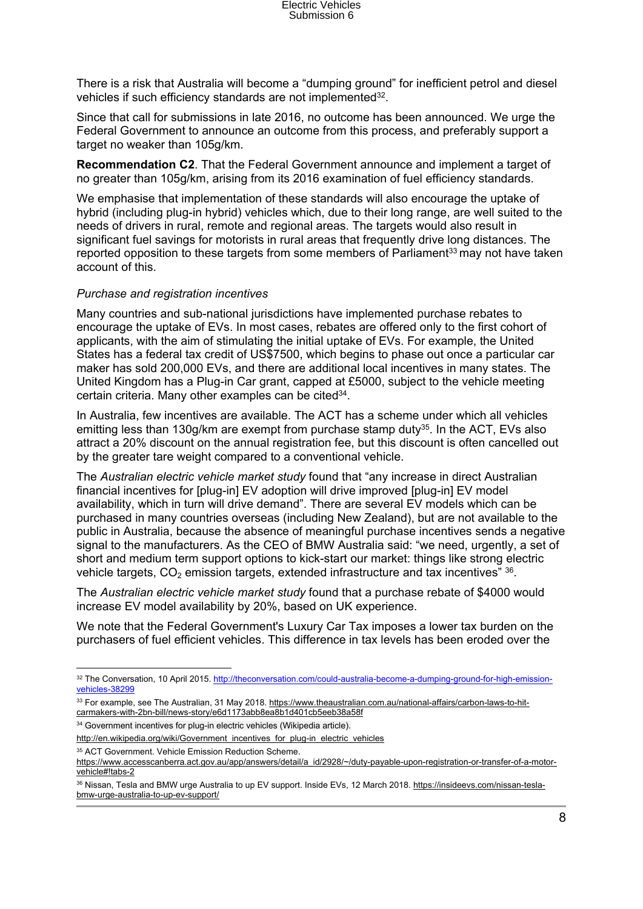There is a risk that Australia will become a “dumping ground” for inefficient petrol and diesel vehicles if such efficiency standards are not implemented[32].

Since that call for submissions in late 2016, no outcome has been announced. We urge the Federal Government to announce an outcome from this process, and preferably support a target no weaker than 105g/km.

**Recommendation C2**. That the Federal Government announce and implement a target of no greater than 105g/km, arising from its 2016 examination of fuel efficiency standards.

We emphasise that implementation of these standards will also encourage the uptake of hybrid (including plug-in hybrid) vehicles which, due to their long range, are well suited to the needs of drivers in rural, remote and regional areas. The targets would also result in significant fuel savings for motorists in rural areas that frequently drive long distances. The reported opposition to these targets from some members of Parliament[33] may not have taken account of this.

*Purchase and registration incentives*

Many countries and sub-national jurisdictions have implemented purchase rebates to encourage the uptake of EVs. In most cases, rebates are offered only to the first cohort of applicants, with the aim of stimulating the initial uptake of EVs. For example, the United States has a federal tax credit of US$7500, which begins to phase out once a particular car maker has sold 200,000 EVs, and there are additional local incentives in many states. The United Kingdom has a Plug-in Car grant, capped at £5000, subject to the vehicle meeting certain criteria. Many other examples can be cited[34].

In Australia, few incentives are available. The ACT has a scheme under which all vehicles emitting less than 130g/km are exempt from purchase stamp duty[35]. In the ACT, EVs also attract a 20% discount on the annual registration fee, but this discount is often cancelled out by the greater tare weight compared to a conventional vehicle.

The *Australian electric vehicle market study* found that “any increase in direct Australian financial incentives for [plug-in] EV adoption will drive improved [plug-in] EV model availability, which in turn will drive demand”. There are several EV models which can be purchased in many countries overseas (including New Zealand), but are not available to the public in Australia, because the absence of meaningful purchase incentives sends a negative signal to the manufacturers. As the CEO of BMW Australia said: “we need, urgently, a set of short and medium term support options to kick-start our market: things like strong electric vehicle targets, $CO_2$ emission targets, extended infrastructure and tax incentives” [36].

The *Australian electric vehicle market study* found that a purchase rebate of $4000 would increase EV model availability by 20%, based on UK experience.

We note that the Federal Government's Luxury Car Tax imposes a lower tax burden on the purchasers of fuel efficient vehicles. This difference in tax levels has been eroded over the

---

[32] The Conversation, 10 April 2015. http://theconversation.com/could-australia-become-a-dumping-ground-for-high-emission-vehicles-38299

[33] For example, see The Australian, 31 May 2018. https://www.theaustralian.com.au/national-affairs/carbon-laws-to-hit-carmakers-with-2bn-bill/news-story/e6d1173abb8ea8b1d401cb5eeb38a58f

[34] Government incentives for plug-in electric vehicles (Wikipedia article). http://en.wikipedia.org/wiki/Government_incentives_for_plug-in_electric_vehicles

[35] ACT Government. Vehicle Emission Reduction Scheme. https://www.accesscanberra.act.gov.au/app/answers/detail/a_id/2928/~/duty-payable-upon-registration-or-transfer-of-a-motor-vehicle#!tabs-2

[36] Nissan, Tesla and BMW urge Australia to up EV support. Inside EVs, 12 March 2018. https://insideevs.com/nissan-tesla-bmw-urge-australia-to-up-ev-support/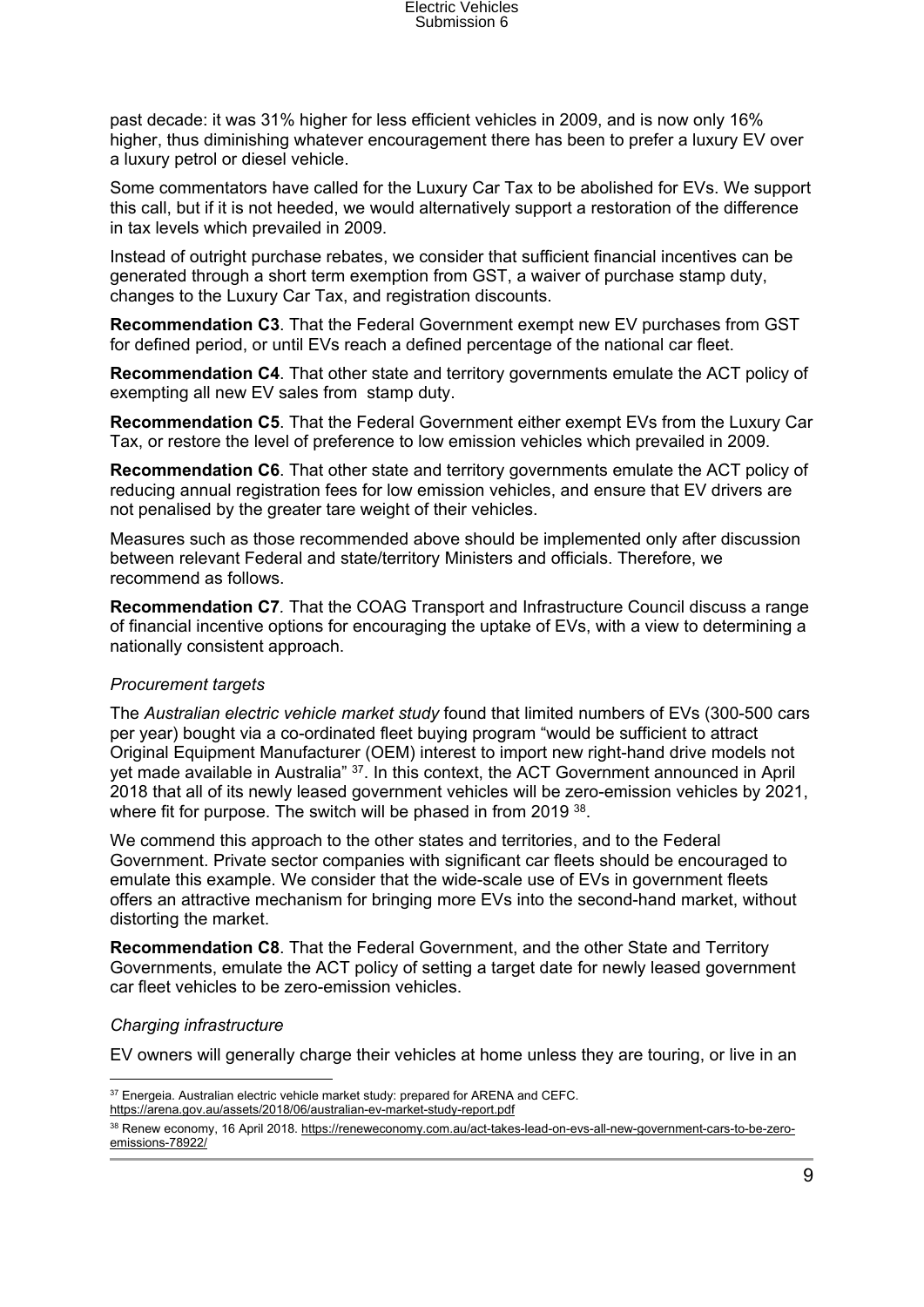past decade: it was 31% higher for less efficient vehicles in 2009, and is now only 16% higher, thus diminishing whatever encouragement there has been to prefer a luxury EV over a luxury petrol or diesel vehicle.

Some commentators have called for the Luxury Car Tax to be abolished for EVs. We support this call, but if it is not heeded, we would alternatively support a restoration of the difference in tax levels which prevailed in 2009.

Instead of outright purchase rebates, we consider that sufficient financial incentives can be generated through a short term exemption from GST, a waiver of purchase stamp duty, changes to the Luxury Car Tax, and registration discounts.

**Recommendation C3**. That the Federal Government exempt new EV purchases from GST for defined period, or until EVs reach a defined percentage of the national car fleet.

**Recommendation C4**. That other state and territory governments emulate the ACT policy of exempting all new EV sales from stamp duty.

**Recommendation C5**. That the Federal Government either exempt EVs from the Luxury Car Tax, or restore the level of preference to low emission vehicles which prevailed in 2009.

**Recommendation C6**. That other state and territory governments emulate the ACT policy of reducing annual registration fees for low emission vehicles, and ensure that EV drivers are not penalised by the greater tare weight of their vehicles.

Measures such as those recommended above should be implemented only after discussion between relevant Federal and state/territory Ministers and officials. Therefore, we recommend as follows.

**Recommendation C7**. That the COAG Transport and Infrastructure Council discuss a range of financial incentive options for encouraging the uptake of EVs, with a view to determining a nationally consistent approach.

*Procurement targets*

The *Australian electric vehicle market study* found that limited numbers of EVs (300-500 cars per year) bought via a co-ordinated fleet buying program "would be sufficient to attract Original Equipment Manufacturer (OEM) interest to import new right-hand drive models not yet made available in Australia" [37]. In this context, the ACT Government announced in April 2018 that all of its newly leased government vehicles will be zero-emission vehicles by 2021, where fit for purpose. The switch will be phased in from 2019 [38].

We commend this approach to the other states and territories, and to the Federal Government. Private sector companies with significant car fleets should be encouraged to emulate this example. We consider that the wide-scale use of EVs in government fleets offers an attractive mechanism for bringing more EVs into the second-hand market, without distorting the market.

**Recommendation C8**. That the Federal Government, and the other State and Territory Governments, emulate the ACT policy of setting a target date for newly leased government car fleet vehicles to be zero-emission vehicles.

*Charging infrastructure*

EV owners will generally charge their vehicles at home unless they are touring, or live in an

---

[37] Energeia. Australian electric vehicle market study: prepared for ARENA and CEFC. https://arena.gov.au/assets/2018/06/australian-ev-market-study-report.pdf

[38] Renew economy, 16 April 2018. https://reneweconomy.com.au/act-takes-lead-on-evs-all-new-government-cars-to-be-zero-emissions-78922/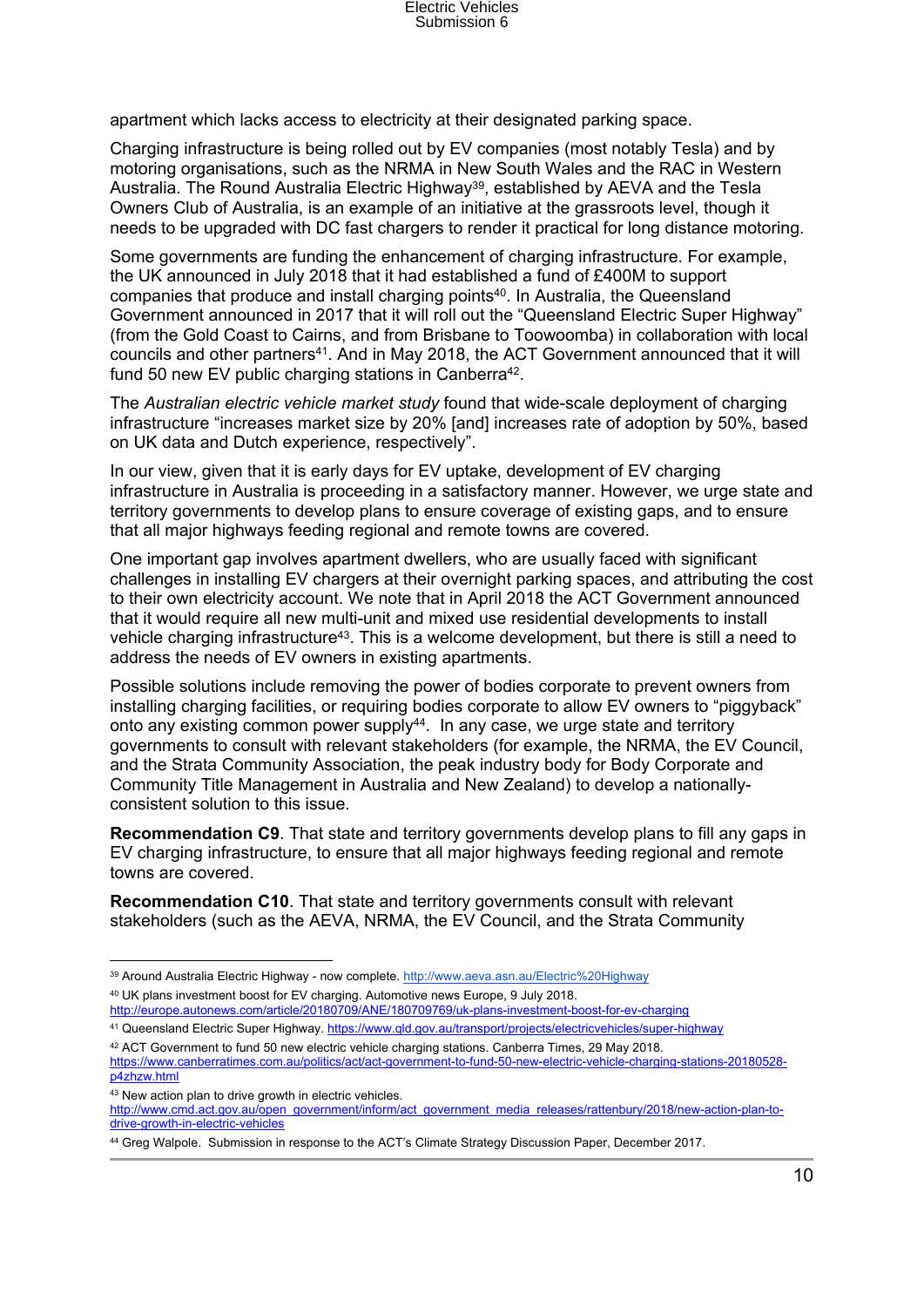apartment which lacks access to electricity at their designated parking space.

Charging infrastructure is being rolled out by EV companies (most notably Tesla) and by motoring organisations, such as the NRMA in New South Wales and the RAC in Western Australia. The Round Australia Electric Highway[39], established by AEVA and the Tesla Owners Club of Australia, is an example of an initiative at the grassroots level, though it needs to be upgraded with DC fast chargers to render it practical for long distance motoring.

Some governments are funding the enhancement of charging infrastructure. For example, the UK announced in July 2018 that it had established a fund of £400M to support companies that produce and install charging points[40]. In Australia, the Queensland Government announced in 2017 that it will roll out the "Queensland Electric Super Highway" (from the Gold Coast to Cairns, and from Brisbane to Toowoomba) in collaboration with local councils and other partners[41]. And in May 2018, the ACT Government announced that it will fund 50 new EV public charging stations in Canberra[42].

The *Australian electric vehicle market study* found that wide-scale deployment of charging infrastructure "increases market size by 20% [and] increases rate of adoption by 50%, based on UK data and Dutch experience, respectively".

In our view, given that it is early days for EV uptake, development of EV charging infrastructure in Australia is proceeding in a satisfactory manner. However, we urge state and territory governments to develop plans to ensure coverage of existing gaps, and to ensure that all major highways feeding regional and remote towns are covered.

One important gap involves apartment dwellers, who are usually faced with significant challenges in installing EV chargers at their overnight parking spaces, and attributing the cost to their own electricity account. We note that in April 2018 the ACT Government announced that it would require all new multi-unit and mixed use residential developments to install vehicle charging infrastructure[43]. This is a welcome development, but there is still a need to address the needs of EV owners in existing apartments.

Possible solutions include removing the power of bodies corporate to prevent owners from installing charging facilities, or requiring bodies corporate to allow EV owners to "piggyback" onto any existing common power supply[44]. In any case, we urge state and territory governments to consult with relevant stakeholders (for example, the NRMA, the EV Council, and the Strata Community Association, the peak industry body for Body Corporate and Community Title Management in Australia and New Zealand) to develop a nationally-consistent solution to this issue.

**Recommendation C9**. That state and territory governments develop plans to fill any gaps in EV charging infrastructure, to ensure that all major highways feeding regional and remote towns are covered.

**Recommendation C10**. That state and territory governments consult with relevant stakeholders (such as the AEVA, NRMA, the EV Council, and the Strata Community

---

[39] Around Australia Electric Highway - now complete. http://www.aeva.asn.au/Electric%20Highway

[40] UK plans investment boost for EV charging. Automotive news Europe, 9 July 2018. http://europe.autonews.com/article/20180709/ANE/180709769/uk-plans-investment-boost-for-ev-charging

[41] Queensland Electric Super Highway. https://www.qld.gov.au/transport/projects/electricvehicles/super-highway

[42] ACT Government to fund 50 new electric vehicle charging stations. Canberra Times, 29 May 2018. https://www.canberratimes.com.au/politics/act/act-government-to-fund-50-new-electric-vehicle-charging-stations-20180528-p4zhzw.html

[43] New action plan to drive growth in electric vehicles. http://www.cmd.act.gov.au/open_government/inform/act_government_media_releases/rattenbury/2018/new-action-plan-to-drive-growth-in-electric-vehicles

[44] Greg Walpole. Submission in response to the ACT's Climate Strategy Discussion Paper, December 2017.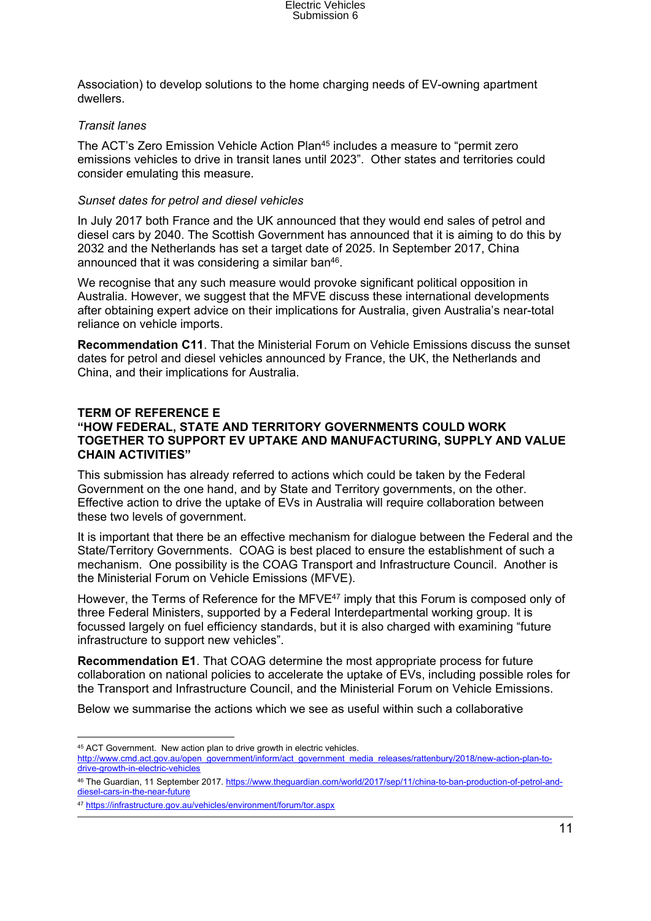Association) to develop solutions to the home charging needs of EV-owning apartment dwellers.

*Transit lanes*

The ACT's Zero Emission Vehicle Action Plan[45] includes a measure to "permit zero emissions vehicles to drive in transit lanes until 2023". Other states and territories could consider emulating this measure.

*Sunset dates for petrol and diesel vehicles*

In July 2017 both France and the UK announced that they would end sales of petrol and diesel cars by 2040. The Scottish Government has announced that it is aiming to do this by 2032 and the Netherlands has set a target date of 2025. In September 2017, China announced that it was considering a similar ban[46].

We recognise that any such measure would provoke significant political opposition in Australia. However, we suggest that the MFVE discuss these international developments after obtaining expert advice on their implications for Australia, given Australia's near-total reliance on vehicle imports.

**Recommendation C11**. That the Ministerial Forum on Vehicle Emissions discuss the sunset dates for petrol and diesel vehicles announced by France, the UK, the Netherlands and China, and their implications for Australia.

## TERM OF REFERENCE E
## "HOW FEDERAL, STATE AND TERRITORY GOVERNMENTS COULD WORK TOGETHER TO SUPPORT EV UPTAKE AND MANUFACTURING, SUPPLY AND VALUE CHAIN ACTIVITIES"

This submission has already referred to actions which could be taken by the Federal Government on the one hand, and by State and Territory governments, on the other. Effective action to drive the uptake of EVs in Australia will require collaboration between these two levels of government.

It is important that there be an effective mechanism for dialogue between the Federal and the State/Territory Governments. COAG is best placed to ensure the establishment of such a mechanism. One possibility is the COAG Transport and Infrastructure Council. Another is the Ministerial Forum on Vehicle Emissions (MFVE).

However, the Terms of Reference for the MFVE[47] imply that this Forum is composed only of three Federal Ministers, supported by a Federal Interdepartmental working group. It is focussed largely on fuel efficiency standards, but it is also charged with examining "future infrastructure to support new vehicles".

**Recommendation E1**. That COAG determine the most appropriate process for future collaboration on national policies to accelerate the uptake of EVs, including possible roles for the Transport and Infrastructure Council, and the Ministerial Forum on Vehicle Emissions.

Below we summarise the actions which we see as useful within such a collaborative

---

[45] ACT Government. New action plan to drive growth in electric vehicles. http://www.cmd.act.gov.au/open_government/inform/act_government_media_releases/rattenbury/2018/new-action-plan-to-drive-growth-in-electric-vehicles

[46] The Guardian, 11 September 2017. https://www.theguardian.com/world/2017/sep/11/china-to-ban-production-of-petrol-and-diesel-cars-in-the-near-future

[47] https://infrastructure.gov.au/vehicles/environment/forum/tor.aspx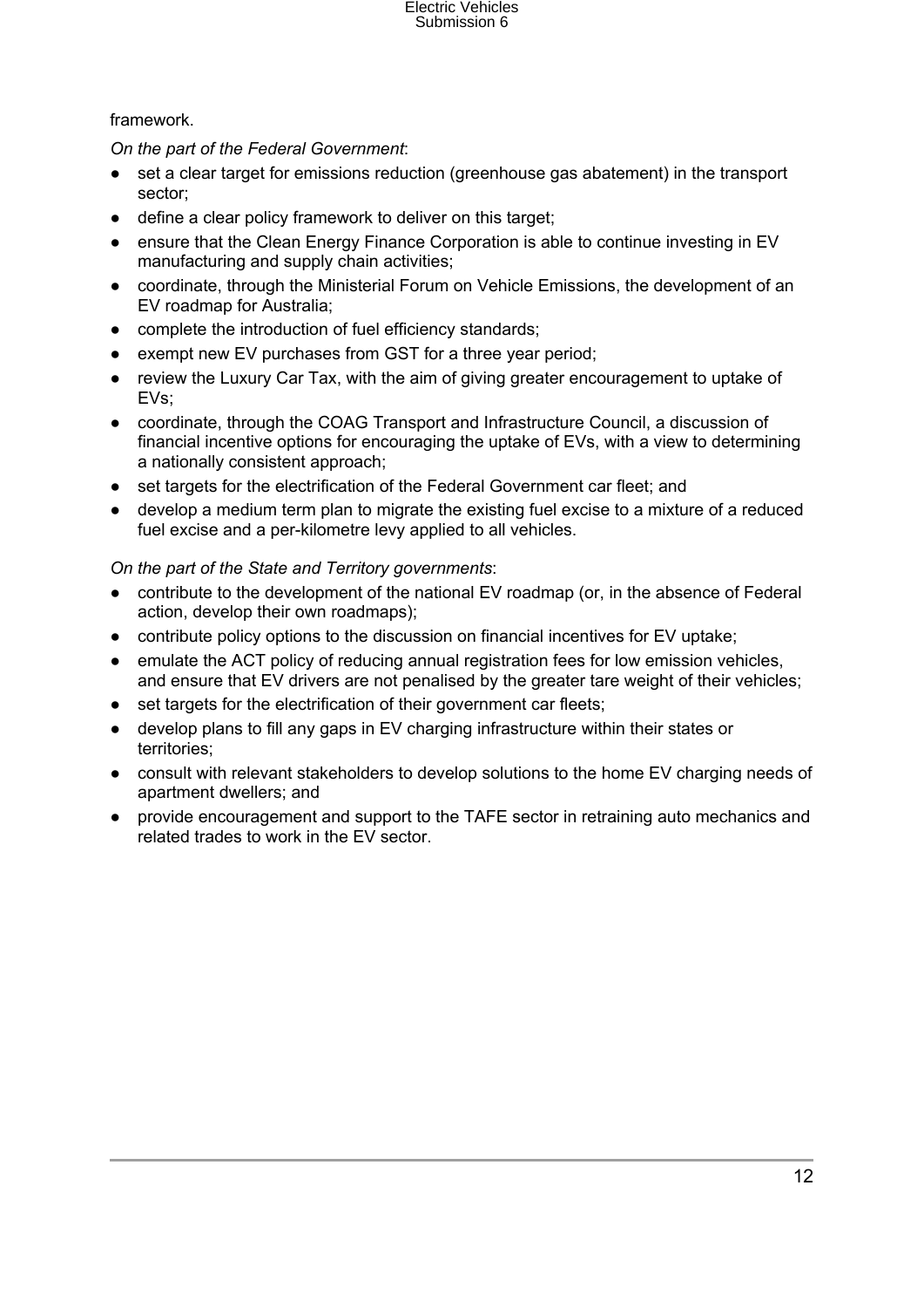framework.

*On the part of the Federal Government*:

- set a clear target for emissions reduction (greenhouse gas abatement) in the transport sector;
- define a clear policy framework to deliver on this target;
- ensure that the Clean Energy Finance Corporation is able to continue investing in EV manufacturing and supply chain activities;
- coordinate, through the Ministerial Forum on Vehicle Emissions, the development of an EV roadmap for Australia;
- complete the introduction of fuel efficiency standards;
- exempt new EV purchases from GST for a three year period;
- review the Luxury Car Tax, with the aim of giving greater encouragement to uptake of EVs;
- coordinate, through the COAG Transport and Infrastructure Council, a discussion of financial incentive options for encouraging the uptake of EVs, with a view to determining a nationally consistent approach;
- set targets for the electrification of the Federal Government car fleet; and
- develop a medium term plan to migrate the existing fuel excise to a mixture of a reduced fuel excise and a per-kilometre levy applied to all vehicles.

*On the part of the State and Territory governments*:

- contribute to the development of the national EV roadmap (or, in the absence of Federal action, develop their own roadmaps);
- contribute policy options to the discussion on financial incentives for EV uptake;
- emulate the ACT policy of reducing annual registration fees for low emission vehicles, and ensure that EV drivers are not penalised by the greater tare weight of their vehicles;
- set targets for the electrification of their government car fleets;
- develop plans to fill any gaps in EV charging infrastructure within their states or territories;
- consult with relevant stakeholders to develop solutions to the home EV charging needs of apartment dwellers; and
- provide encouragement and support to the TAFE sector in retraining auto mechanics and related trades to work in the EV sector.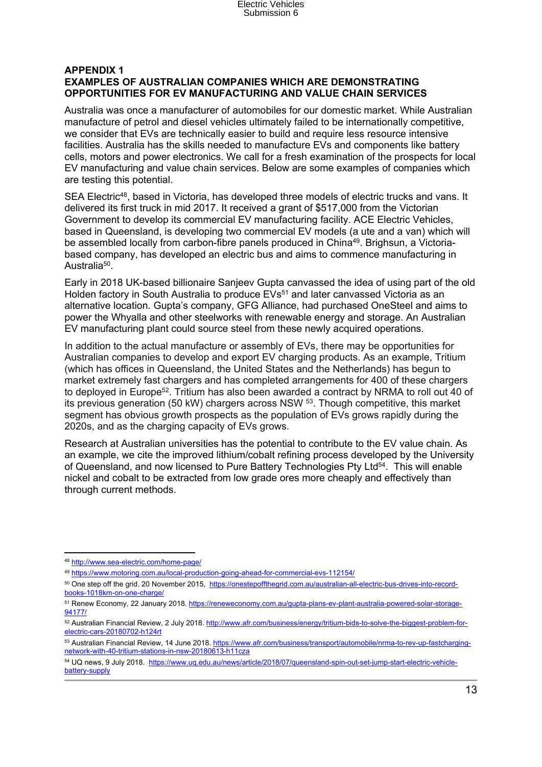## APPENDIX 1
## EXAMPLES OF AUSTRALIAN COMPANIES WHICH ARE DEMONSTRATING OPPORTUNITIES FOR EV MANUFACTURING AND VALUE CHAIN SERVICES

Australia was once a manufacturer of automobiles for our domestic market. While Australian manufacture of petrol and diesel vehicles ultimately failed to be internationally competitive, we consider that EVs are technically easier to build and require less resource intensive facilities. Australia has the skills needed to manufacture EVs and components like battery cells, motors and power electronics. We call for a fresh examination of the prospects for local EV manufacturing and value chain services. Below are some examples of companies which are testing this potential.

SEA Electric[48], based in Victoria, has developed three models of electric trucks and vans. It delivered its first truck in mid 2017. It received a grant of $517,000 from the Victorian Government to develop its commercial EV manufacturing facility. ACE Electric Vehicles, based in Queensland, is developing two commercial EV models (a ute and a van) which will be assembled locally from carbon-fibre panels produced in China[49]. Brighsun, a Victoria-based company, has developed an electric bus and aims to commence manufacturing in Australia[50].

Early in 2018 UK-based billionaire Sanjeev Gupta canvassed the idea of using part of the old Holden factory in South Australia to produce EVs[51] and later canvassed Victoria as an alternative location. Gupta's company, GFG Alliance, had purchased OneSteel and aims to power the Whyalla and other steelworks with renewable energy and storage. An Australian EV manufacturing plant could source steel from these newly acquired operations.

In addition to the actual manufacture or assembly of EVs, there may be opportunities for Australian companies to develop and export EV charging products. As an example, Tritium (which has offices in Queensland, the United States and the Netherlands) has begun to market extremely fast chargers and has completed arrangements for 400 of these chargers to deployed in Europe[52]. Tritium has also been awarded a contract by NRMA to roll out 40 of its previous generation (50 kW) chargers across NSW [53]. Though competitive, this market segment has obvious growth prospects as the population of EVs grows rapidly during the 2020s, and as the charging capacity of EVs grows.

Research at Australian universities has the potential to contribute to the EV value chain. As an example, we cite the improved lithium/cobalt refining process developed by the University of Queensland, and now licensed to Pure Battery Technologies Pty Ltd[54]. This will enable nickel and cobalt to be extracted from low grade ores more cheaply and effectively than through current methods.

---

[48] http://www.sea-electric.com/home-page/

[49] https://www.motoring.com.au/local-production-going-ahead-for-commercial-evs-112154/

[50] One step off the grid. 20 November 2015, https://onestepoffthegrid.com.au/australian-all-electric-bus-drives-into-record-books-1018km-on-one-charge/

[51] Renew Economy, 22 January 2018. https://reneweconomy.com.au/gupta-plans-ev-plant-australia-powered-solar-storage-94177/

[52] Australian Financial Review, 2 July 2018. http://www.afr.com/business/energy/tritium-bids-to-solve-the-biggest-problem-for-electric-cars-20180702-h124rt

[53] Australian Financial Review, 14 June 2018. https://www.afr.com/business/transport/automobile/nrma-to-rev-up-fastcharging-network-with-40-tritium-stations-in-nsw-20180613-h11cza

[54] UQ news, 9 July 2018. https://www.uq.edu.au/news/article/2018/07/queensland-spin-out-set-jump-start-electric-vehicle-battery-supply